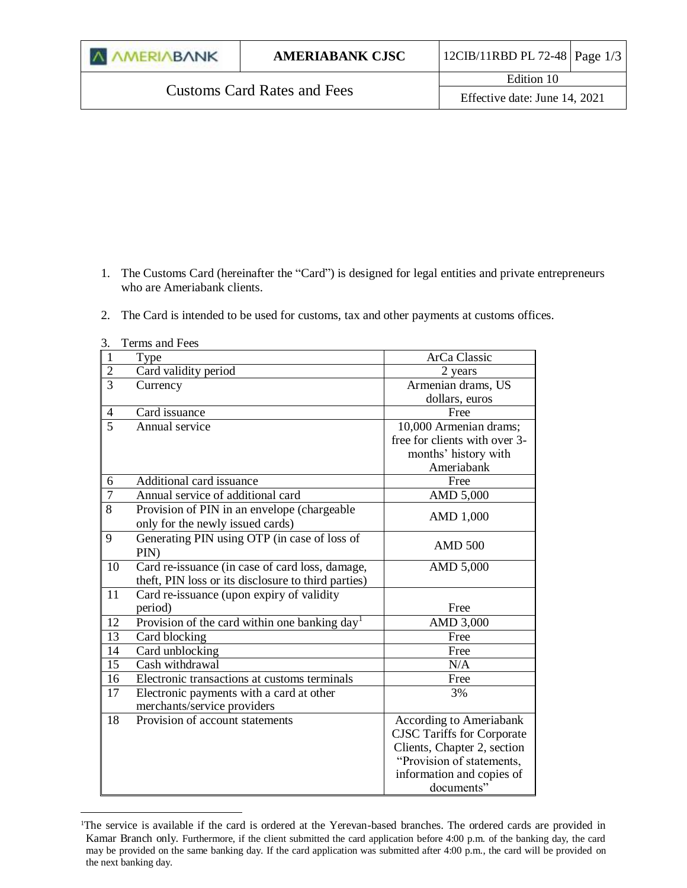# Customs Card Rates and Fees

1. The Customs Card (hereinafter the "Card") is designed for legal entities and private entrepreneurs who are Ameriabank clients.

2. The Card is intended to be used for customs, tax and other payments at customs offices.

3. Terms and Fees

| | | |
|---|---|---|
| 1 | Type | ArCa Classic |
| 2 | Card validity period | 2 years |
| 3 | Currency | Armenian drams, US dollars, euros |
| 4 | Card issuance | Free |
| 5 | Annual service | 10,000 Armenian drams; free for clients with over 3-months' history with Ameriabank |
| 6 | Additional card issuance | Free |
| 7 | Annual service of additional card | AMD 5,000 |
| 8 | Provision of PIN in an envelope (chargeable only for the newly issued cards) | AMD 1,000 |
| 9 | Generating PIN using OTP (in case of loss of PIN) | AMD 500 |
| 10 | Card re-issuance (in case of card loss, damage, theft, PIN loss or its disclosure to third parties) | AMD 5,000 |
| 11 | Card re-issuance (upon expiry of validity period) | Free |
| 12 | Provision of the card within one banking day[1] | AMD 3,000 |
| 13 | Card blocking | Free |
| 14 | Card unblocking | Free |
| 15 | Cash withdrawal | N/A |
| 16 | Electronic transactions at customs terminals | Free |
| 17 | Electronic payments with a card at other merchants/service providers | 3% |
| 18 | Provision of account statements | According to Ameriabank CJSC Tariffs for Corporate Clients, Chapter 2, section "Provision of statements, information and copies of documents" |

[1]The service is available if the card is ordered at the Yerevan-based branches. The ordered cards are provided in Kamar Branch only. Furthermore, if the client submitted the card application before 4:00 p.m. of the banking day, the card may be provided on the same banking day. If the card application was submitted after 4:00 p.m., the card will be provided on the next banking day.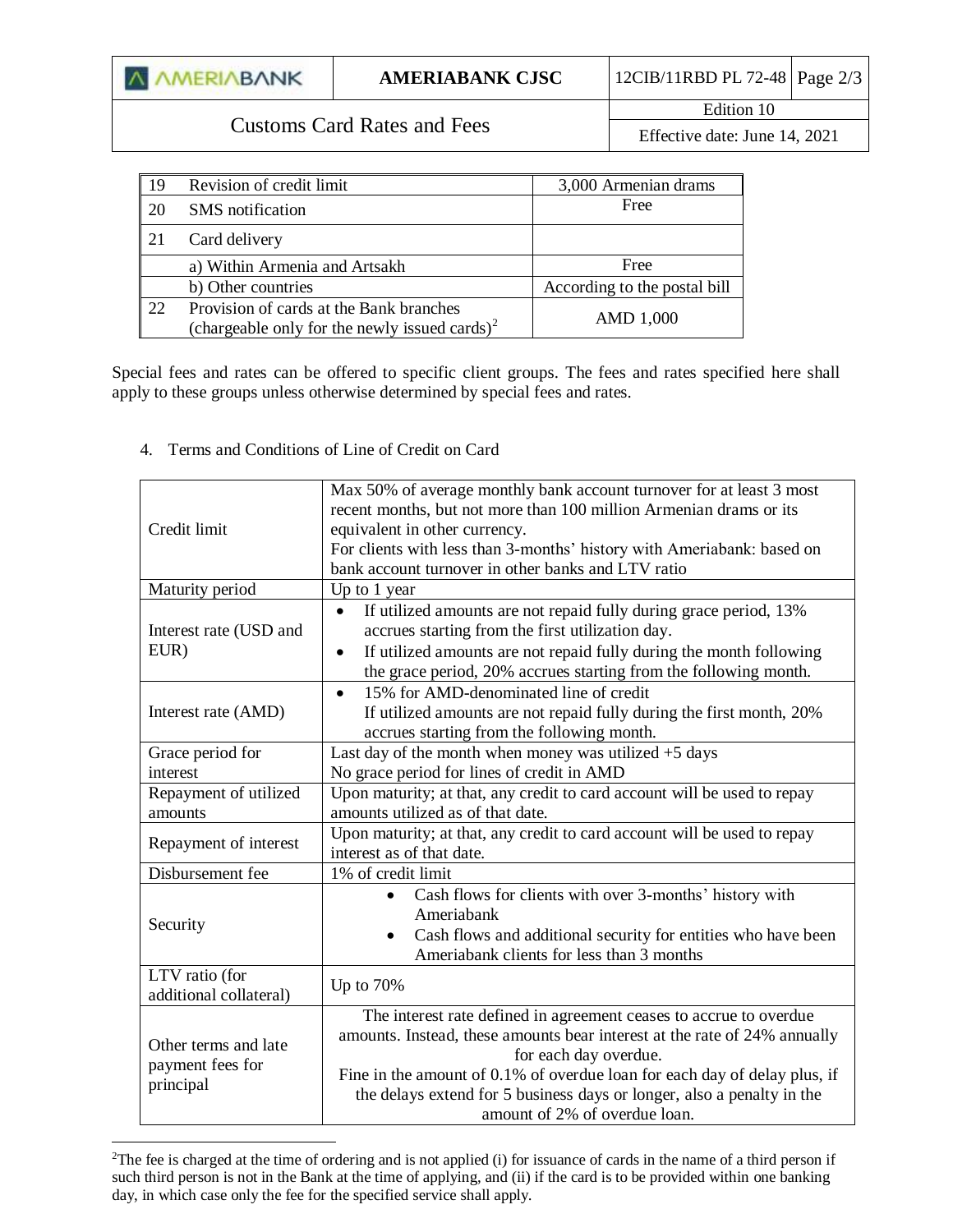| 19 | Revision of credit limit | 3,000 Armenian drams |
|---|---|---|
| 20 | SMS notification | Free |
| 21 | Card delivery | |
| | a) Within Armenia and Artsakh | Free |
| | b) Other countries | According to the postal bill |
| 22 | Provision of cards at the Bank branches (chargeable only for the newly issued cards)[2] | AMD 1,000 |

Special fees and rates can be offered to specific client groups. The fees and rates specified here shall apply to these groups unless otherwise determined by special fees and rates.

4. Terms and Conditions of Line of Credit on Card

| | |
|---|---|
| Credit limit | Max 50% of average monthly bank account turnover for at least 3 most recent months, but not more than 100 million Armenian drams or its equivalent in other currency.<br>For clients with less than 3-months' history with Ameriabank: based on bank account turnover in other banks and LTV ratio |
| Maturity period | Up to 1 year |
| Interest rate (USD and EUR) | • If utilized amounts are not repaid fully during grace period, 13% accrues starting from the first utilization day.<br>• If utilized amounts are not repaid fully during the month following the grace period, 20% accrues starting from the following month. |
| Interest rate (AMD) | • 15% for AMD-denominated line of credit<br>If utilized amounts are not repaid fully during the first month, 20% accrues starting from the following month. |
| Grace period for interest | Last day of the month when money was utilized +5 days<br>No grace period for lines of credit in AMD |
| Repayment of utilized amounts | Upon maturity; at that, any credit to card account will be used to repay amounts utilized as of that date. |
| Repayment of interest | Upon maturity; at that, any credit to card account will be used to repay interest as of that date. |
| Disbursement fee | 1% of credit limit |
| Security | • Cash flows for clients with over 3-months' history with Ameriabank<br>• Cash flows and additional security for entities who have been Ameriabank clients for less than 3 months |
| LTV ratio (for additional collateral) | Up to 70% |
| Other terms and late payment fees for principal | The interest rate defined in agreement ceases to accrue to overdue amounts. Instead, these amounts bear interest at the rate of 24% annually for each day overdue.<br>Fine in the amount of 0.1% of overdue loan for each day of delay plus, if the delays extend for 5 business days or longer, also a penalty in the amount of 2% of overdue loan. |

[2] The fee is charged at the time of ordering and is not applied (i) for issuance of cards in the name of a third person if such third person is not in the Bank at the time of applying, and (ii) if the card is to be provided within one banking day, in which case only the fee for the specified service shall apply.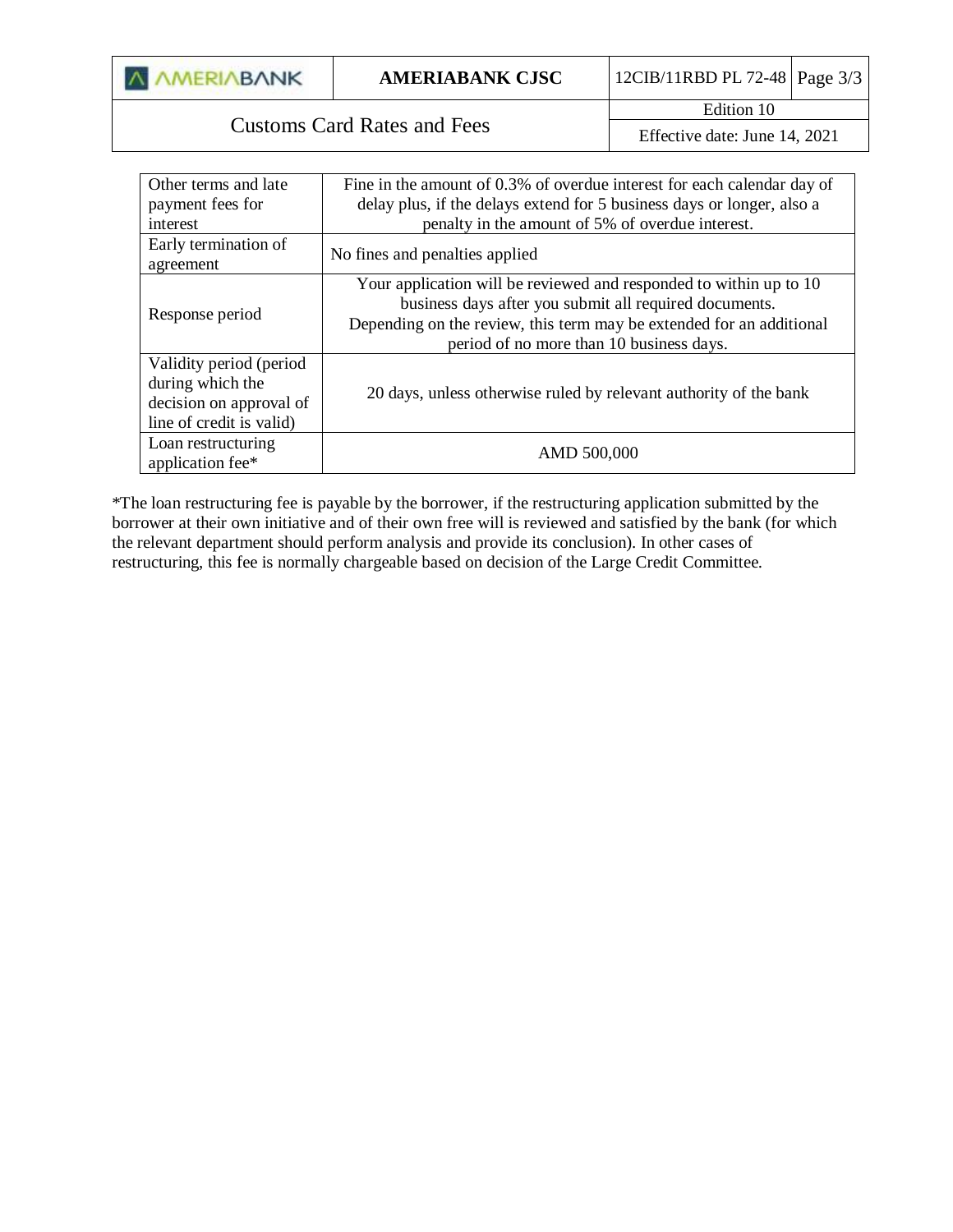| | |
|---|---|
| Other terms and late payment fees for interest | Fine in the amount of 0.3% of overdue interest for each calendar day of delay plus, if the delays extend for 5 business days or longer, also a penalty in the amount of 5% of overdue interest. |
| Early termination of agreement | No fines and penalties applied |
| Response period | Your application will be reviewed and responded to within up to 10 business days after you submit all required documents. Depending on the review, this term may be extended for an additional period of no more than 10 business days. |
| Validity period (period during which the decision on approval of line of credit is valid) | 20 days, unless otherwise ruled by relevant authority of the bank |
| Loan restructuring application fee* | AMD 500,000 |

*The loan restructuring fee is payable by the borrower, if the restructuring application submitted by the borrower at their own initiative and of their own free will is reviewed and satisfied by the bank (for which the relevant department should perform analysis and provide its conclusion). In other cases of restructuring, this fee is normally chargeable based on decision of the Large Credit Committee.